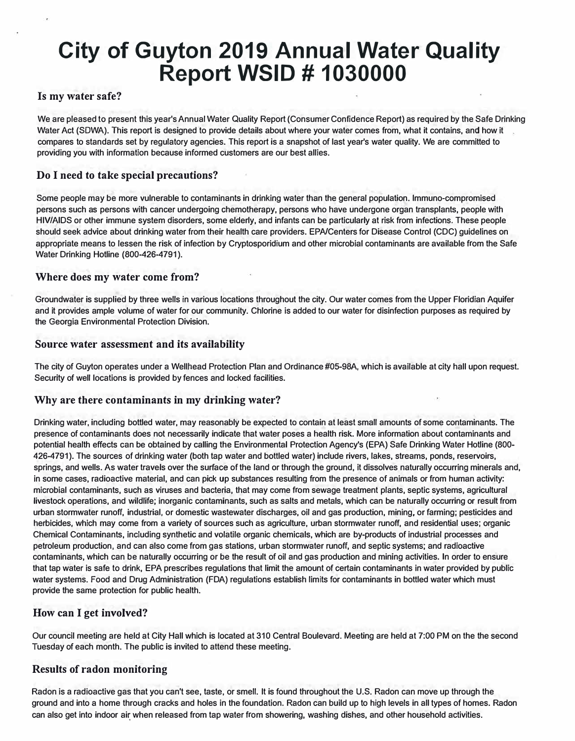# City of Guyton 2019 Annual Water Quality Report WSID # 1030000

## Is my water safe?

We are pleased to present this year's Annual Water Quality Report (Consumer Confidence Report) as required by the Safe Drinking Water Act (SDWA). This report is designed to provide details about where your water comes from, what it contains, and how it compares to standards set by regulatory agencies. This report is a snapshot of last year's water quality. We are committed to providing you with information because informed customers are our best allies.

## Do I need to take special precautions?

Some people may be more vulnerable to contaminants in drinking water than the general population. Immuno-compromised persons such as persons with cancer undergoing chemotherapy, persons who have undergone organ transplants, people with HIV/AIDS or other immune system disorders, some elderly, and infants can be particularly at risk from infections. These people should seek advice about drinking water from their health care providers. EPA/Centers for Disease Control (CDC) guidelines on appropriate means to lessen the risk of infection by Cryptosporidium and other microbial contaminants are available from the Safe Water Drinking Hotline (800-426-4791).

## Where does my water come from?

Groundwater is supplied by three wells in various locations throughout the city. Our water comes from the Upper Floridian Aquifer and it provides ample volume of water for our community. Chlorine is added to our water for disinfection purposes as required by the Georgia Environmental Protection Division.

## Source water assessment and its availability

The city of Guyton operates under a Wellhead Protection Plan and Ordinance #05-98A, which is available at city hall upon request. Security of well locations is provided by fences and locked facilities.

## Why are there contaminants in my drinking water?

Drinking water, including bottled water, may reasonably be expected to contain at least small amounts of some contaminants. The presence of contaminants does not necessarily indicate that water poses a health risk. More information about contaminants and potential health effects can be obtained by calling the Environmental Protection Agency's (EPA) Safe Drinking Water Hotline (800-426-4791). The sources of drinking water (both tap water and bottled water) include rivers, lakes, streams, ponds, reservoirs, springs, and wells. As water travels over the surface of the land or through the ground, it dissolves naturally occurring minerals and, in some cases, radioactive material, and can pick up substances resulting from the presence of animals or from human activity: microbial contaminants, such as viruses and bacteria, that may come from sewage treatment plants, septic systems, agricultural livestock operations, and wildlife; inorganic contaminants, such as salts and metals, which can be naturally occurring or result from urban stormwater runoff, industrial, or domestic wastewater discharges, oil and gas production, mining, or farming; pesticides and herbicides, which may come from a variety of sources such as agriculture, urban stormwater runoff, and residential uses; organic Chemical Contaminants, including synthetic and volatile organic chemicals, which are by-products of industrial processes and petroleum production, and can also come from gas stations, urban stormwater runoff, and septic systems; and radioactive contaminants, which can be naturally occurring or be the result of oil and gas production and mining activities. In order to ensure that tap water is safe to drink, EPA prescribes regulations that limit the amount of certain contaminants in water provided by public water systems. Food and Drug Administration (FDA) regulations establish limits for contaminants in bottled water which must provide the same protection for public health.

## How can I get involved?

Our council meeting are held at City Hall which is located at 310 Central Boulevard. Meeting are held at 7:00 PM on the the second Tuesday of each month. The public is invited to attend these meeting.

## Results of radon monitoring

Radon is a radioactive gas that you can't see, taste, or smell. It is found throughout the U.S. Radon can move up through the ground and into a home through cracks and holes in the foundation. Radon can build up to high levels in all types of homes. Radon can also get into indoor air when released from tap water from showering, washing dishes, and other household activities.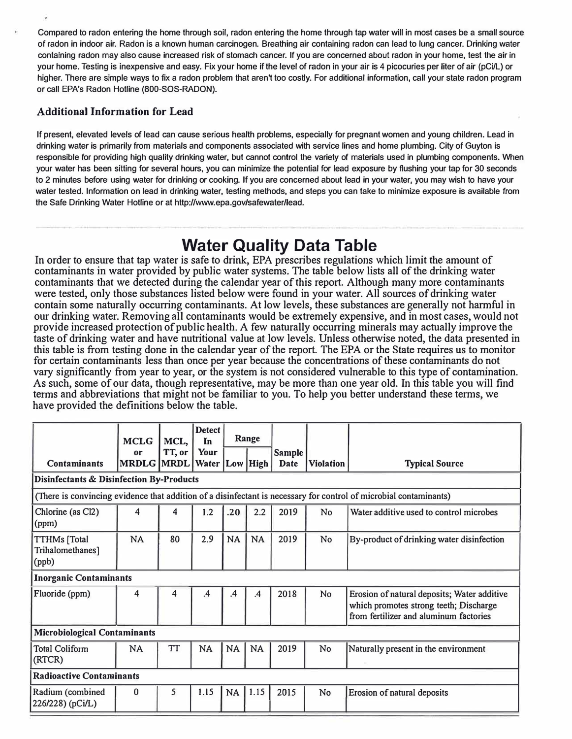Compared to radon entering the home through soil, radon entering the home through tap water will in most cases be a small source of radon in indoor air. Radon is a known human carcinogen. Breathing air containing radon can lead to lung cancer. Drinking water containing radon may also cause increased risk of stomach cancer. If you are concerned about radon in your home, test the air in your home. Testing is inexpensive and easy. Fix your home if the level of radon in your air is 4 picocuries per liter of air (pCi/L) or higher. There are simple ways to fix a radon problem that aren't too costly. For additional information, call your state radon program or call EPA's Radon Hotline (800-SOS-RADON).

### Additional Information for Lead

If present, elevated levels of lead can cause serious health problems, especially for pregnant women and young children. Lead in drinking water is primarily from materials and components associated with service lines and home plumbing. City of Guyton is responsible for providing high quality drinking water, but cannot control the variety of materials used in plumbing components. When your water has been sitting for several hours, you can minimize the potential for lead exposure by flushing your tap for 30 seconds to 2 minutes before using water for drinking or cooking. If you are concerned about lead in your water, you may wish to have your water tested. Information on lead in drinking water, testing methods, and steps you can take to minimize exposure is available from the Safe Drinking Water Hotline or at http://www.epa.gov/safewater/lead.

## Water Quality Data Table

In order to ensure that tap water is safe to drink, EPA prescribes regulations which limit the amount of contaminants in water provided by public water systems. The table below lists all of the drinking water contaminants that we detected during the calendar year of this report. Although many more contaminants were tested, only those substances listed below were found in your water. All sources of drinking water contain some naturally occurring contaminants. At low levels, these substances are generally not harmful in our drinking water. Removing all contaminants would be extremely expensive, and in most cases, would not provide increased protection of public health. A few naturally occurring minerals may actually improve the taste of drinking water and have nutritional value at low levels. Unless otherwise noted, the data presented in this table is from testing done in the calendar year of the report. The EPA or the State requires us to monitor for certain contaminants less than once per year because the concentrations of these contaminants do not vary significantly from year to year, or the system is not considered vulnerable to this type of contamination. As such, some of our data, though representative, may be more than one year old. In this table you will find terms and abbreviations that might not be familiar to you. To help you better understand these terms, we have provided the definitions below the table.

| Contaminants | MCLG or MRDLG | MCL, TT, or MRDL | Detect In Your Water | Range | | Sample Date | Violation | Typical Source |
|---|---|---|---|---|---|---|---|---|
| | | | | Low | High | | | |
| **Disinfectants & Disinfection By-Products** | | | | | | | | |
| (There is convincing evidence that addition of a disinfectant is necessary for control of microbial contaminants) | | | | | | | | |
| Chlorine (as Cl2) (ppm) | 4 | 4 | 1.2 | .20 | 2.2 | 2019 | No | Water additive used to control microbes |
| TTHMs [Total Trihalomethanes] (ppb) | NA | 80 | 2.9 | NA | NA | 2019 | No | By-product of drinking water disinfection |
| **Inorganic Contaminants** | | | | | | | | |
| Fluoride (ppm) | 4 | 4 | .4 | .4 | .4 | 2018 | No | Erosion of natural deposits; Water additive which promotes strong teeth; Discharge from fertilizer and aluminum factories |
| **Microbiological Contaminants** | | | | | | | | |
| Total Coliform (RTCR) | NA | TT | NA | NA | NA | 2019 | No | Naturally present in the environment |
| **Radioactive Contaminants** | | | | | | | | |
| Radium (combined 226/228) (pCi/L) | 0 | 5 | 1.15 | NA | 1.15 | 2015 | No | Erosion of natural deposits |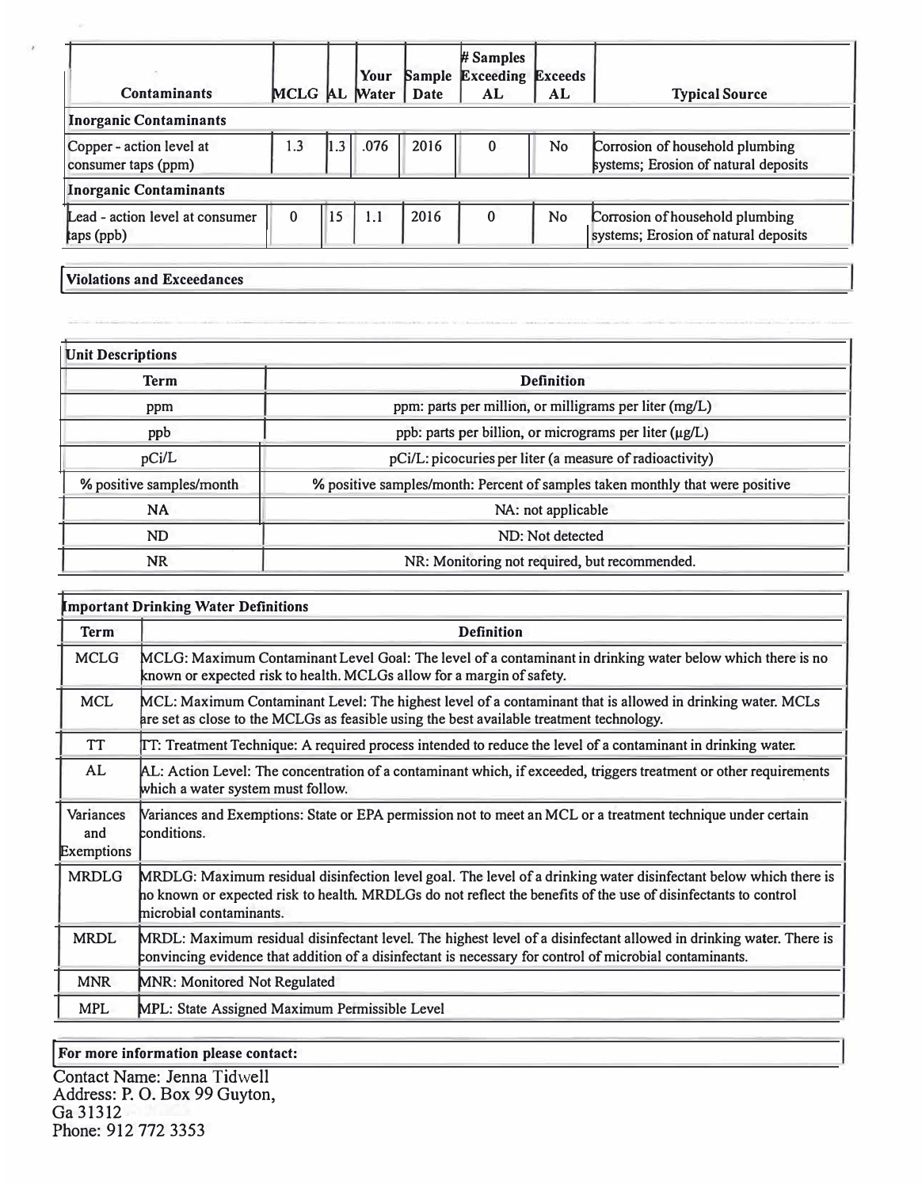| Contaminants | MCLG | AL | Your Water | Sample Date | # Samples Exceeding AL | Exceeds AL | Typical Source |
|---|---|---|---|---|---|---|---|
| **Inorganic Contaminants** | | | | | | | |
| Copper - action level at consumer taps (ppm) | 1.3 | 1.3 | .076 | 2016 | 0 | No | Corrosion of household plumbing systems; Erosion of natural deposits |
| **Inorganic Contaminants** | | | | | | | |
| Lead - action level at consumer taps (ppb) | 0 | 15 | 1.1 | 2016 | 0 | No | Corrosion of household plumbing systems; Erosion of natural deposits |

**Violations and Exceedances**

**Unit Descriptions**

| Term | Definition |
|---|---|
| ppm | ppm: parts per million, or milligrams per liter (mg/L) |
| ppb | ppb: parts per billion, or micrograms per liter (µg/L) |
| pCi/L | pCi/L: picocuries per liter (a measure of radioactivity) |
| % positive samples/month | % positive samples/month: Percent of samples taken monthly that were positive |
| NA | NA: not applicable |
| ND | ND: Not detected |
| NR | NR: Monitoring not required, but recommended. |

**Important Drinking Water Definitions**

| Term | Definition |
|---|---|
| MCLG | MCLG: Maximum Contaminant Level Goal: The level of a contaminant in drinking water below which there is no known or expected risk to health. MCLGs allow for a margin of safety. |
| MCL | MCL: Maximum Contaminant Level: The highest level of a contaminant that is allowed in drinking water. MCLs are set as close to the MCLGs as feasible using the best available treatment technology. |
| TT | TT: Treatment Technique: A required process intended to reduce the level of a contaminant in drinking water. |
| AL | AL: Action Level: The concentration of a contaminant which, if exceeded, triggers treatment or other requirements which a water system must follow. |
| Variances and Exemptions | Variances and Exemptions: State or EPA permission not to meet an MCL or a treatment technique under certain conditions. |
| MRDLG | MRDLG: Maximum residual disinfection level goal. The level of a drinking water disinfectant below which there is no known or expected risk to health. MRDLGs do not reflect the benefits of the use of disinfectants to control microbial contaminants. |
| MRDL | MRDL: Maximum residual disinfectant level. The highest level of a disinfectant allowed in drinking water. There is convincing evidence that addition of a disinfectant is necessary for control of microbial contaminants. |
| MNR | MNR: Monitored Not Regulated |
| MPL | MPL: State Assigned Maximum Permissible Level |

**For more information please contact:**

Contact Name: Jenna Tidwell
Address: P. O. Box 99 Guyton,
Ga 31312
Phone: 912 772 3353